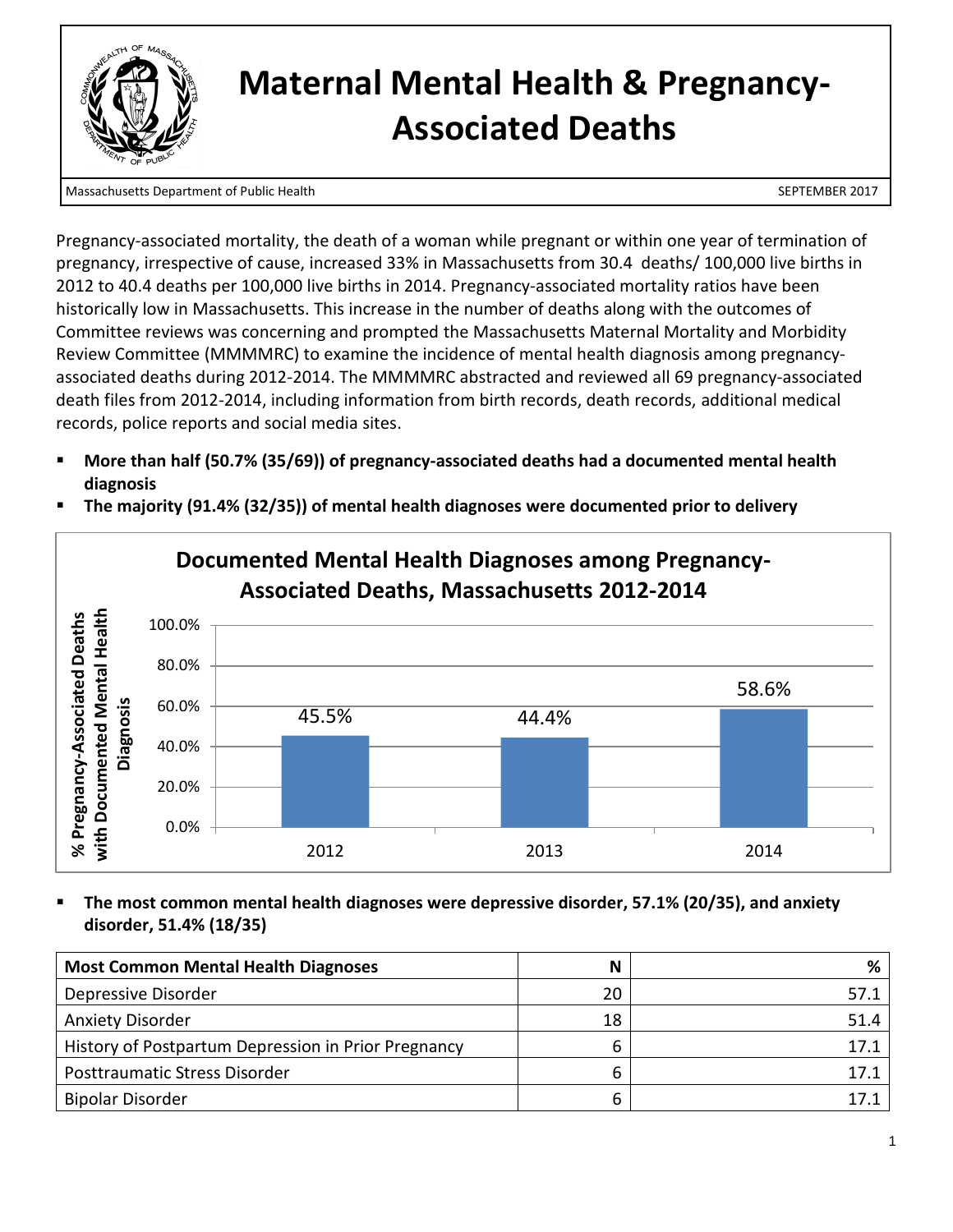# Maternal Mental Health & Pregnancy-Associated Deaths

Massachusetts Department of Public Health SEPTEMBER 2017

Pregnancy-associated mortality, the death of a woman while pregnant or within one year of termination of pregnancy, irrespective of cause, increased 33% in Massachusetts from 30.4 deaths/ 100,000 live births in 2012 to 40.4 deaths per 100,000 live births in 2014. Pregnancy-associated mortality ratios have been historically low in Massachusetts. This increase in the number of deaths along with the outcomes of Committee reviews was concerning and prompted the Massachusetts Maternal Mortality and Morbidity Review Committee (MMMMRC) to examine the incidence of mental health diagnosis among pregnancy-associated deaths during 2012-2014. The MMMMRC abstracted and reviewed all 69 pregnancy-associated death files from 2012-2014, including information from birth records, death records, additional medical records, police reports and social media sites.

- **More than half (50.7% (35/69)) of pregnancy-associated deaths had a documented mental health diagnosis**
- **The majority (91.4% (32/35)) of mental health diagnoses were documented prior to delivery**

**Documented Mental Health Diagnoses among Pregnancy-Associated Deaths, Massachusetts 2012-2014**

| Year | % Pregnancy-Associated Deaths with Documented Mental Health Diagnosis |
|---|---|
| 2012 | 45.5% |
| 2013 | 44.4% |
| 2014 | 58.6% |

- **The most common mental health diagnoses were depressive disorder, 57.1% (20/35), and anxiety disorder, 51.4% (18/35)**

| Most Common Mental Health Diagnoses | N | % |
|---|---|---|
| Depressive Disorder | 20 | 57.1 |
| Anxiety Disorder | 18 | 51.4 |
| History of Postpartum Depression in Prior Pregnancy | 6 | 17.1 |
| Posttraumatic Stress Disorder | 6 | 17.1 |
| Bipolar Disorder | 6 | 17.1 |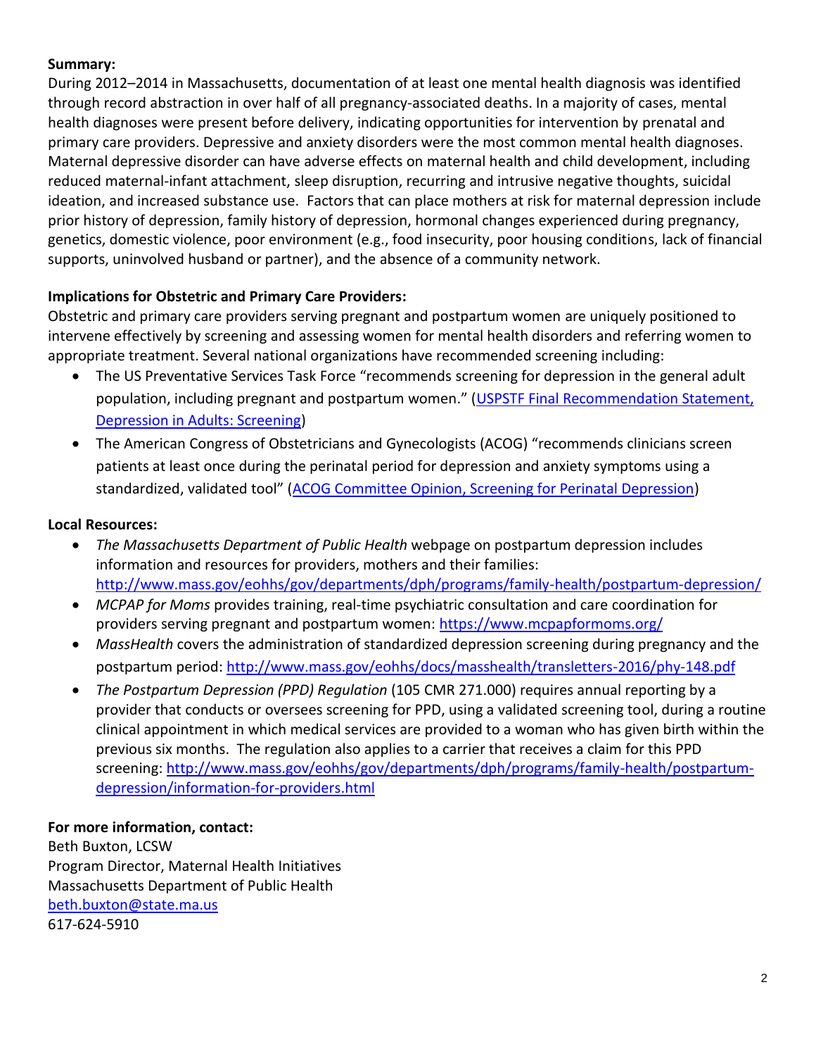**Summary:**

During 2012–2014 in Massachusetts, documentation of at least one mental health diagnosis was identified through record abstraction in over half of all pregnancy-associated deaths. In a majority of cases, mental health diagnoses were present before delivery, indicating opportunities for intervention by prenatal and primary care providers. Depressive and anxiety disorders were the most common mental health diagnoses. Maternal depressive disorder can have adverse effects on maternal health and child development, including reduced maternal-infant attachment, sleep disruption, recurring and intrusive negative thoughts, suicidal ideation, and increased substance use. Factors that can place mothers at risk for maternal depression include prior history of depression, family history of depression, hormonal changes experienced during pregnancy, genetics, domestic violence, poor environment (e.g., food insecurity, poor housing conditions, lack of financial supports, uninvolved husband or partner), and the absence of a community network.

**Implications for Obstetric and Primary Care Providers:**

Obstetric and primary care providers serving pregnant and postpartum women are uniquely positioned to intervene effectively by screening and assessing women for mental health disorders and referring women to appropriate treatment. Several national organizations have recommended screening including:

- The US Preventative Services Task Force "recommends screening for depression in the general adult population, including pregnant and postpartum women." (USPSTF Final Recommendation Statement, Depression in Adults: Screening)
- The American Congress of Obstetricians and Gynecologists (ACOG) "recommends clinicians screen patients at least once during the perinatal period for depression and anxiety symptoms using a standardized, validated tool" (ACOG Committee Opinion, Screening for Perinatal Depression)

**Local Resources:**

- *The Massachusetts Department of Public Health* webpage on postpartum depression includes information and resources for providers, mothers and their families: http://www.mass.gov/eohhs/gov/departments/dph/programs/family-health/postpartum-depression/
- *MCPAP for Moms* provides training, real-time psychiatric consultation and care coordination for providers serving pregnant and postpartum women: https://www.mcpapformoms.org/
- *MassHealth* covers the administration of standardized depression screening during pregnancy and the postpartum period: http://www.mass.gov/eohhs/docs/masshealth/transletters-2016/phy-148.pdf
- *The Postpartum Depression (PPD) Regulation* (105 CMR 271.000) requires annual reporting by a provider that conducts or oversees screening for PPD, using a validated screening tool, during a routine clinical appointment in which medical services are provided to a woman who has given birth within the previous six months. The regulation also applies to a carrier that receives a claim for this PPD screening: http://www.mass.gov/eohhs/gov/departments/dph/programs/family-health/postpartum-depression/information-for-providers.html

**For more information, contact:**

Beth Buxton, LCSW
Program Director, Maternal Health Initiatives
Massachusetts Department of Public Health
beth.buxton@state.ma.us
617-624-5910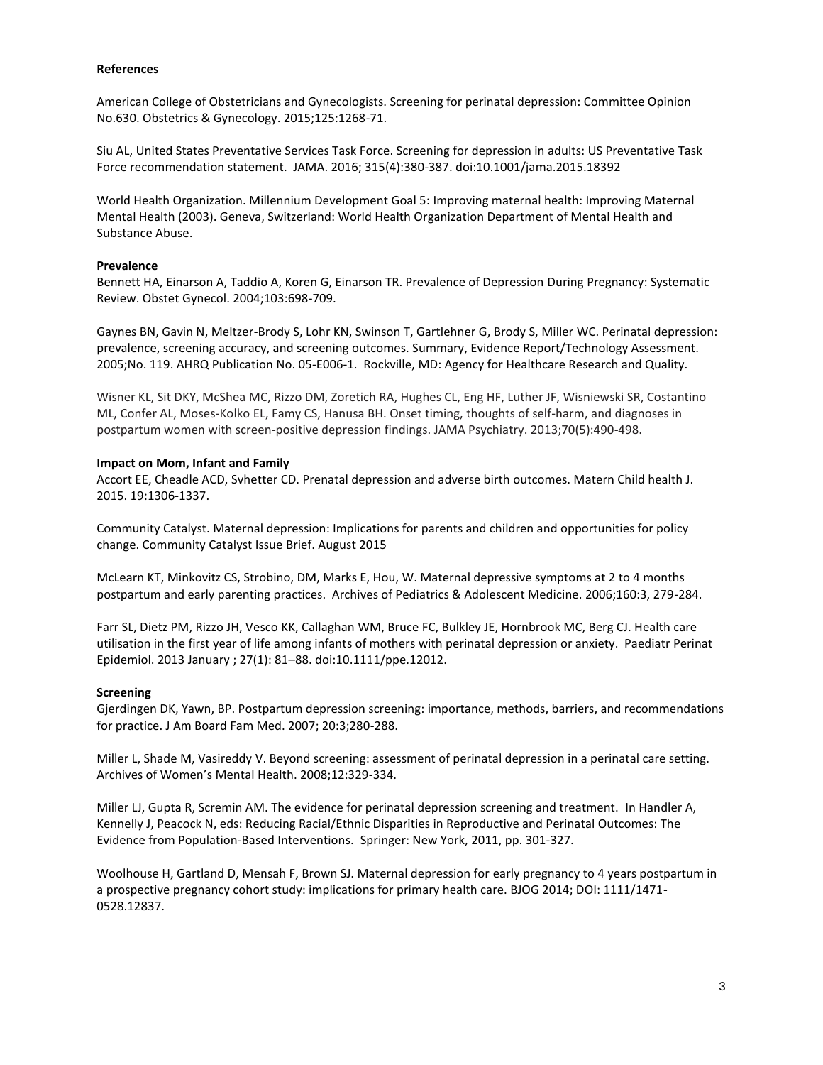## References

American College of Obstetricians and Gynecologists. Screening for perinatal depression: Committee Opinion No.630. Obstetrics & Gynecology. 2015;125:1268-71.

Siu AL, United States Preventative Services Task Force. Screening for depression in adults: US Preventative Task Force recommendation statement. JAMA. 2016; 315(4):380-387. doi:10.1001/jama.2015.18392

World Health Organization. Millennium Development Goal 5: Improving maternal health: Improving Maternal Mental Health (2003). Geneva, Switzerland: World Health Organization Department of Mental Health and Substance Abuse.

### Prevalence

Bennett HA, Einarson A, Taddio A, Koren G, Einarson TR. Prevalence of Depression During Pregnancy: Systematic Review. Obstet Gynecol. 2004;103:698-709.

Gaynes BN, Gavin N, Meltzer-Brody S, Lohr KN, Swinson T, Gartlehner G, Brody S, Miller WC. Perinatal depression: prevalence, screening accuracy, and screening outcomes. Summary, Evidence Report/Technology Assessment. 2005;No. 119. AHRQ Publication No. 05-E006-1. Rockville, MD: Agency for Healthcare Research and Quality.

Wisner KL, Sit DKY, McShea MC, Rizzo DM, Zoretich RA, Hughes CL, Eng HF, Luther JF, Wisniewski SR, Costantino ML, Confer AL, Moses-Kolko EL, Famy CS, Hanusa BH. Onset timing, thoughts of self-harm, and diagnoses in postpartum women with screen-positive depression findings. JAMA Psychiatry. 2013;70(5):490-498.

### Impact on Mom, Infant and Family

Accort EE, Cheadle ACD, Svhetter CD. Prenatal depression and adverse birth outcomes. Matern Child health J. 2015. 19:1306-1337.

Community Catalyst. Maternal depression: Implications for parents and children and opportunities for policy change. Community Catalyst Issue Brief. August 2015

McLearn KT, Minkovitz CS, Strobino, DM, Marks E, Hou, W. Maternal depressive symptoms at 2 to 4 months postpartum and early parenting practices. Archives of Pediatrics & Adolescent Medicine. 2006;160:3, 279-284.

Farr SL, Dietz PM, Rizzo JH, Vesco KK, Callaghan WM, Bruce FC, Bulkley JE, Hornbrook MC, Berg CJ. Health care utilisation in the first year of life among infants of mothers with perinatal depression or anxiety. Paediatr Perinat Epidemiol. 2013 January ; 27(1): 81–88. doi:10.1111/ppe.12012.

### Screening

Gjerdingen DK, Yawn, BP. Postpartum depression screening: importance, methods, barriers, and recommendations for practice. J Am Board Fam Med. 2007; 20:3;280-288.

Miller L, Shade M, Vasireddy V. Beyond screening: assessment of perinatal depression in a perinatal care setting. Archives of Women's Mental Health. 2008;12:329-334.

Miller LJ, Gupta R, Scremin AM. The evidence for perinatal depression screening and treatment. In Handler A, Kennelly J, Peacock N, eds: Reducing Racial/Ethnic Disparities in Reproductive and Perinatal Outcomes: The Evidence from Population-Based Interventions. Springer: New York, 2011, pp. 301-327.

Woolhouse H, Gartland D, Mensah F, Brown SJ. Maternal depression for early pregnancy to 4 years postpartum in a prospective pregnancy cohort study: implications for primary health care. BJOG 2014; DOI: 1111/1471-0528.12837.